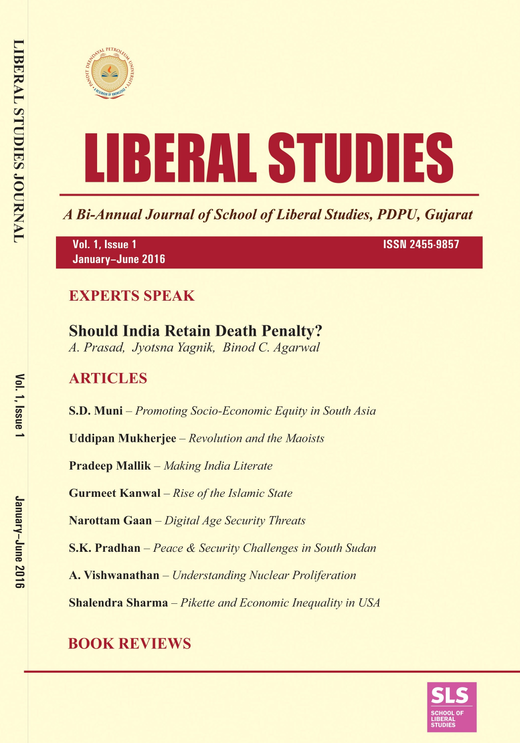# LIBERAL STUDIES

*A Bi-Annual Journal of School of Liberal Studies, PDPU, Gujarat*

**Vol. 1, Issue 1**
**January–June 2016**

**ISSN 2455-9857**

## EXPERTS SPEAK

### Should India Retain Death Penalty?

*A. Prasad, Jyotsna Yagnik, Binod C. Agarwal*

## ARTICLES

**S.D. Muni** – *Promoting Socio-Economic Equity in South Asia*

**Uddipan Mukherjee** – *Revolution and the Maoists*

**Pradeep Mallik** – *Making India Literate*

**Gurmeet Kanwal** – *Rise of the Islamic State*

**Narottam Gaan** – *Digital Age Security Threats*

**S.K. Pradhan** – *Peace & Security Challenges in South Sudan*

**A. Vishwanathan** – *Understanding Nuclear Proliferation*

**Shalendra Sharma** – *Pikette and Economic Inequality in USA*

## BOOK REVIEWS

SLS
SCHOOL OF LIBERAL STUDIES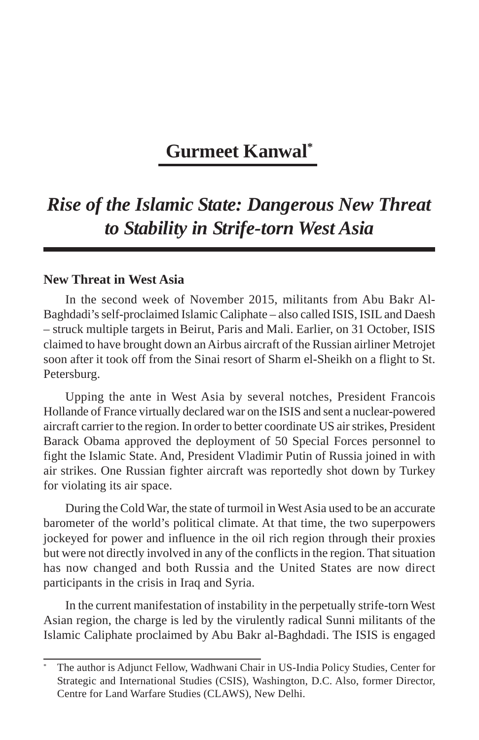# Gurmeet Kanwal[*]

## *Rise of the Islamic State: Dangerous New Threat to Stability in Strife-torn West Asia*

### New Threat in West Asia

In the second week of November 2015, militants from Abu Bakr Al-Baghdadi's self-proclaimed Islamic Caliphate – also called ISIS, ISIL and Daesh – struck multiple targets in Beirut, Paris and Mali. Earlier, on 31 October, ISIS claimed to have brought down an Airbus aircraft of the Russian airliner Metrojet soon after it took off from the Sinai resort of Sharm el-Sheikh on a flight to St. Petersburg.

Upping the ante in West Asia by several notches, President Francois Hollande of France virtually declared war on the ISIS and sent a nuclear-powered aircraft carrier to the region. In order to better coordinate US air strikes, President Barack Obama approved the deployment of 50 Special Forces personnel to fight the Islamic State. And, President Vladimir Putin of Russia joined in with air strikes. One Russian fighter aircraft was reportedly shot down by Turkey for violating its air space.

During the Cold War, the state of turmoil in West Asia used to be an accurate barometer of the world's political climate. At that time, the two superpowers jockeyed for power and influence in the oil rich region through their proxies but were not directly involved in any of the conflicts in the region. That situation has now changed and both Russia and the United States are now direct participants in the crisis in Iraq and Syria.

In the current manifestation of instability in the perpetually strife-torn West Asian region, the charge is led by the virulently radical Sunni militants of the Islamic Caliphate proclaimed by Abu Bakr al-Baghdadi. The ISIS is engaged

---

[*] The author is Adjunct Fellow, Wadhwani Chair in US-India Policy Studies, Center for Strategic and International Studies (CSIS), Washington, D.C. Also, former Director, Centre for Land Warfare Studies (CLAWS), New Delhi.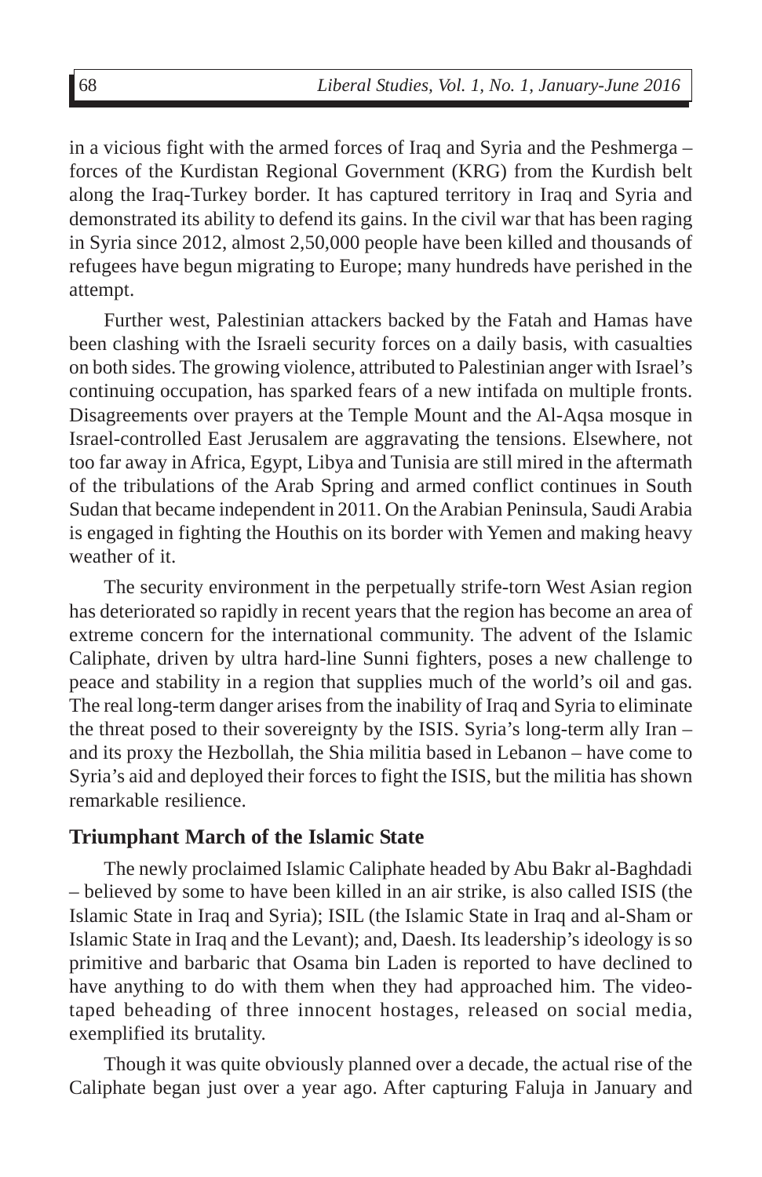in a vicious fight with the armed forces of Iraq and Syria and the Peshmerga – forces of the Kurdistan Regional Government (KRG) from the Kurdish belt along the Iraq-Turkey border. It has captured territory in Iraq and Syria and demonstrated its ability to defend its gains. In the civil war that has been raging in Syria since 2012, almost 2,50,000 people have been killed and thousands of refugees have begun migrating to Europe; many hundreds have perished in the attempt.

Further west, Palestinian attackers backed by the Fatah and Hamas have been clashing with the Israeli security forces on a daily basis, with casualties on both sides. The growing violence, attributed to Palestinian anger with Israel's continuing occupation, has sparked fears of a new intifada on multiple fronts. Disagreements over prayers at the Temple Mount and the Al-Aqsa mosque in Israel-controlled East Jerusalem are aggravating the tensions. Elsewhere, not too far away in Africa, Egypt, Libya and Tunisia are still mired in the aftermath of the tribulations of the Arab Spring and armed conflict continues in South Sudan that became independent in 2011. On the Arabian Peninsula, Saudi Arabia is engaged in fighting the Houthis on its border with Yemen and making heavy weather of it.

The security environment in the perpetually strife-torn West Asian region has deteriorated so rapidly in recent years that the region has become an area of extreme concern for the international community. The advent of the Islamic Caliphate, driven by ultra hard-line Sunni fighters, poses a new challenge to peace and stability in a region that supplies much of the world's oil and gas. The real long-term danger arises from the inability of Iraq and Syria to eliminate the threat posed to their sovereignty by the ISIS. Syria's long-term ally Iran – and its proxy the Hezbollah, the Shia militia based in Lebanon – have come to Syria's aid and deployed their forces to fight the ISIS, but the militia has shown remarkable resilience.

## Triumphant March of the Islamic State

The newly proclaimed Islamic Caliphate headed by Abu Bakr al-Baghdadi – believed by some to have been killed in an air strike, is also called ISIS (the Islamic State in Iraq and Syria); ISIL (the Islamic State in Iraq and al-Sham or Islamic State in Iraq and the Levant); and, Daesh. Its leadership's ideology is so primitive and barbaric that Osama bin Laden is reported to have declined to have anything to do with them when they had approached him. The video-taped beheading of three innocent hostages, released on social media, exemplified its brutality.

Though it was quite obviously planned over a decade, the actual rise of the Caliphate began just over a year ago. After capturing Faluja in January and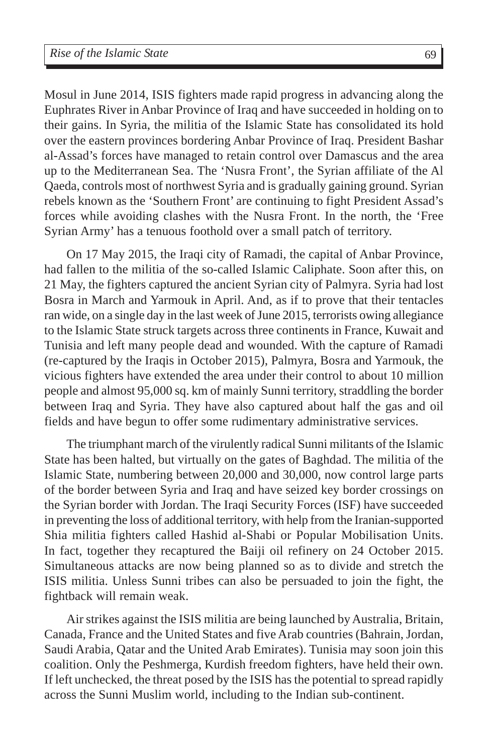Mosul in June 2014, ISIS fighters made rapid progress in advancing along the Euphrates River in Anbar Province of Iraq and have succeeded in holding on to their gains. In Syria, the militia of the Islamic State has consolidated its hold over the eastern provinces bordering Anbar Province of Iraq. President Bashar al-Assad's forces have managed to retain control over Damascus and the area up to the Mediterranean Sea. The 'Nusra Front', the Syrian affiliate of the Al Qaeda, controls most of northwest Syria and is gradually gaining ground. Syrian rebels known as the 'Southern Front' are continuing to fight President Assad's forces while avoiding clashes with the Nusra Front. In the north, the 'Free Syrian Army' has a tenuous foothold over a small patch of territory.

On 17 May 2015, the Iraqi city of Ramadi, the capital of Anbar Province, had fallen to the militia of the so-called Islamic Caliphate. Soon after this, on 21 May, the fighters captured the ancient Syrian city of Palmyra. Syria had lost Bosra in March and Yarmouk in April. And, as if to prove that their tentacles ran wide, on a single day in the last week of June 2015, terrorists owing allegiance to the Islamic State struck targets across three continents in France, Kuwait and Tunisia and left many people dead and wounded. With the capture of Ramadi (re-captured by the Iraqis in October 2015), Palmyra, Bosra and Yarmouk, the vicious fighters have extended the area under their control to about 10 million people and almost 95,000 sq. km of mainly Sunni territory, straddling the border between Iraq and Syria. They have also captured about half the gas and oil fields and have begun to offer some rudimentary administrative services.

The triumphant march of the virulently radical Sunni militants of the Islamic State has been halted, but virtually on the gates of Baghdad. The militia of the Islamic State, numbering between 20,000 and 30,000, now control large parts of the border between Syria and Iraq and have seized key border crossings on the Syrian border with Jordan. The Iraqi Security Forces (ISF) have succeeded in preventing the loss of additional territory, with help from the Iranian-supported Shia militia fighters called Hashid al-Shabi or Popular Mobilisation Units. In fact, together they recaptured the Baiji oil refinery on 24 October 2015. Simultaneous attacks are now being planned so as to divide and stretch the ISIS militia. Unless Sunni tribes can also be persuaded to join the fight, the fightback will remain weak.

Air strikes against the ISIS militia are being launched by Australia, Britain, Canada, France and the United States and five Arab countries (Bahrain, Jordan, Saudi Arabia, Qatar and the United Arab Emirates). Tunisia may soon join this coalition. Only the Peshmerga, Kurdish freedom fighters, have held their own. If left unchecked, the threat posed by the ISIS has the potential to spread rapidly across the Sunni Muslim world, including to the Indian sub-continent.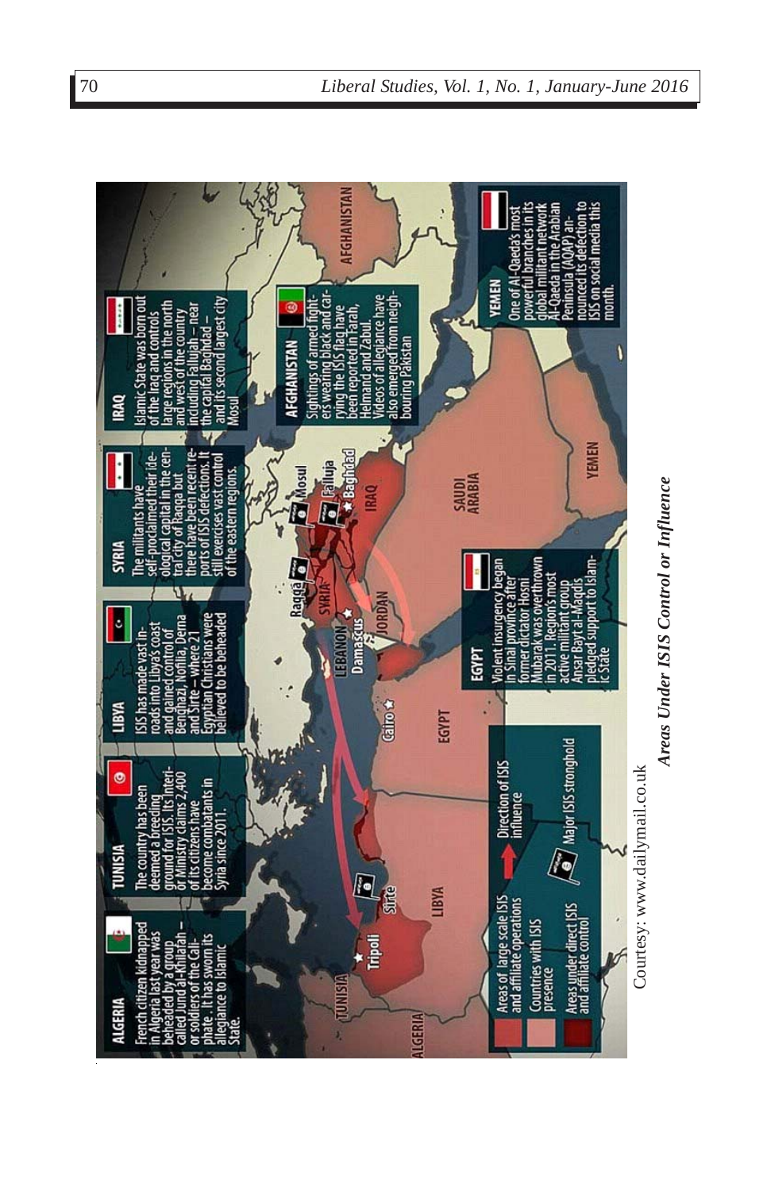**ALGERIA**
French citizen kidnapped in Algeria last year was beheaded by a group called Jund al-Khilafah – or soldiers of the Caliphate . It has sworn its allegiance to Islamic State.

**TUNISIA**
The country has been deemed a breeding ground for ISIS. Its Interior Ministry claims 2,400 of its citizens have become combatants in Syria since 2011.

**LIBYA**
ISIS has made vast inroads into Libya's coast and gained control of Benghazi, Nofilia, Derna and Sirte – where 21 Egyptian Christians were believed to be beheaded

**SYRIA**
The militants have self-proclaimed their ideological capital in the central city of Raqqa but there have been recent reports of ISIS defections. It still exercises vast control of the eastern regions.

**IRAQ**
Islamic State was born out of the Iraq and controls large regions in the north and west of the country including Fallujah – near the capital Baghdad – and its second largest city Mosul

**AFGHANISTAN**
Sightings of armed fighters wearing black and carrying the ISIS flag have been reported in Farah, Helmand and Zabul. Videos of allegiance have also emerged from neighbouring Pakistan

**EGYPT**
Violent insurgency began in Sinai province after former dictator Hosni Mubarak was overthrown in 2011. Region's most active militant group Ansar Bayt al-Maqdis pledged support to Islamic State

**YEMEN**
One of Al-Qaeda's most powerful branches in its global militant network Al-Qaeda in the Arabian Peninsula (AQAP) announced its defection to ISIS on social media this month.

Areas of large scale ISIS and affiliate operations

Countries with ISIS presence

Areas under direct ISIS and affiliate control

Direction of ISIS influence

Major ISIS stronghold

Courtesy: www.dailymail.co.uk

***Areas Under ISIS Control or Influence***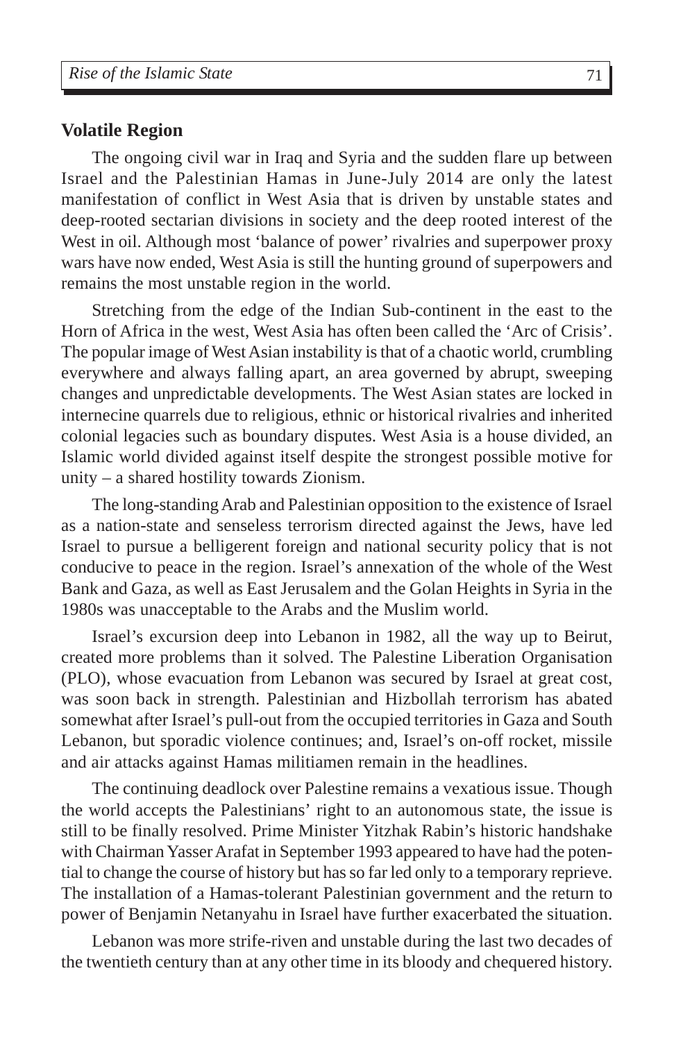## Volatile Region

The ongoing civil war in Iraq and Syria and the sudden flare up between Israel and the Palestinian Hamas in June-July 2014 are only the latest manifestation of conflict in West Asia that is driven by unstable states and deep-rooted sectarian divisions in society and the deep rooted interest of the West in oil. Although most 'balance of power' rivalries and superpower proxy wars have now ended, West Asia is still the hunting ground of superpowers and remains the most unstable region in the world.

Stretching from the edge of the Indian Sub-continent in the east to the Horn of Africa in the west, West Asia has often been called the 'Arc of Crisis'. The popular image of West Asian instability is that of a chaotic world, crumbling everywhere and always falling apart, an area governed by abrupt, sweeping changes and unpredictable developments. The West Asian states are locked in internecine quarrels due to religious, ethnic or historical rivalries and inherited colonial legacies such as boundary disputes. West Asia is a house divided, an Islamic world divided against itself despite the strongest possible motive for unity – a shared hostility towards Zionism.

The long-standing Arab and Palestinian opposition to the existence of Israel as a nation-state and senseless terrorism directed against the Jews, have led Israel to pursue a belligerent foreign and national security policy that is not conducive to peace in the region. Israel's annexation of the whole of the West Bank and Gaza, as well as East Jerusalem and the Golan Heights in Syria in the 1980s was unacceptable to the Arabs and the Muslim world.

Israel's excursion deep into Lebanon in 1982, all the way up to Beirut, created more problems than it solved. The Palestine Liberation Organisation (PLO), whose evacuation from Lebanon was secured by Israel at great cost, was soon back in strength. Palestinian and Hizbollah terrorism has abated somewhat after Israel's pull-out from the occupied territories in Gaza and South Lebanon, but sporadic violence continues; and, Israel's on-off rocket, missile and air attacks against Hamas militiamen remain in the headlines.

The continuing deadlock over Palestine remains a vexatious issue. Though the world accepts the Palestinians' right to an autonomous state, the issue is still to be finally resolved. Prime Minister Yitzhak Rabin's historic handshake with Chairman Yasser Arafat in September 1993 appeared to have had the potential to change the course of history but has so far led only to a temporary reprieve. The installation of a Hamas-tolerant Palestinian government and the return to power of Benjamin Netanyahu in Israel have further exacerbated the situation.

Lebanon was more strife-riven and unstable during the last two decades of the twentieth century than at any other time in its bloody and chequered history.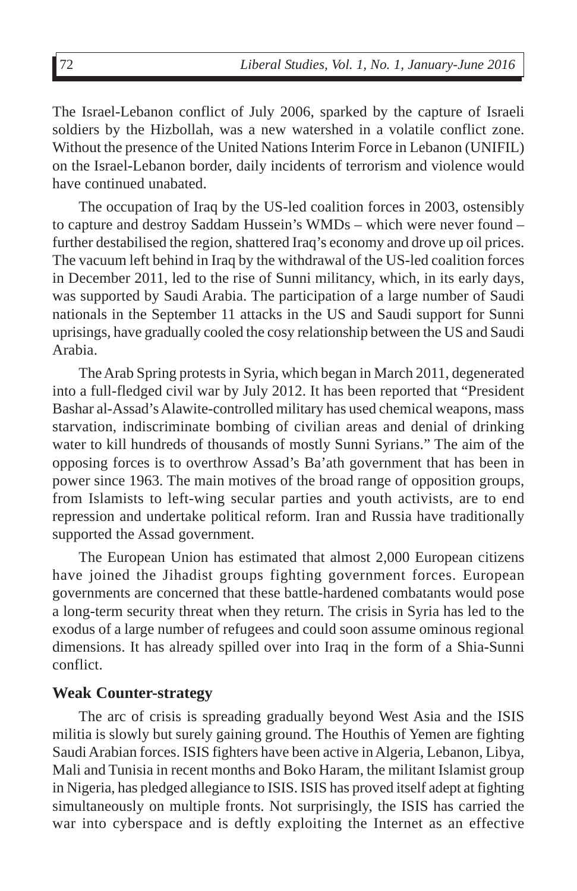The Israel-Lebanon conflict of July 2006, sparked by the capture of Israeli soldiers by the Hizbollah, was a new watershed in a volatile conflict zone. Without the presence of the United Nations Interim Force in Lebanon (UNIFIL) on the Israel-Lebanon border, daily incidents of terrorism and violence would have continued unabated.

The occupation of Iraq by the US-led coalition forces in 2003, ostensibly to capture and destroy Saddam Hussein's WMDs – which were never found – further destabilised the region, shattered Iraq's economy and drove up oil prices. The vacuum left behind in Iraq by the withdrawal of the US-led coalition forces in December 2011, led to the rise of Sunni militancy, which, in its early days, was supported by Saudi Arabia. The participation of a large number of Saudi nationals in the September 11 attacks in the US and Saudi support for Sunni uprisings, have gradually cooled the cosy relationship between the US and Saudi Arabia.

The Arab Spring protests in Syria, which began in March 2011, degenerated into a full-fledged civil war by July 2012. It has been reported that "President Bashar al-Assad's Alawite-controlled military has used chemical weapons, mass starvation, indiscriminate bombing of civilian areas and denial of drinking water to kill hundreds of thousands of mostly Sunni Syrians." The aim of the opposing forces is to overthrow Assad's Ba'ath government that has been in power since 1963. The main motives of the broad range of opposition groups, from Islamists to left-wing secular parties and youth activists, are to end repression and undertake political reform. Iran and Russia have traditionally supported the Assad government.

The European Union has estimated that almost 2,000 European citizens have joined the Jihadist groups fighting government forces. European governments are concerned that these battle-hardened combatants would pose a long-term security threat when they return. The crisis in Syria has led to the exodus of a large number of refugees and could soon assume ominous regional dimensions. It has already spilled over into Iraq in the form of a Shia-Sunni conflict.

## Weak Counter-strategy

The arc of crisis is spreading gradually beyond West Asia and the ISIS militia is slowly but surely gaining ground. The Houthis of Yemen are fighting Saudi Arabian forces. ISIS fighters have been active in Algeria, Lebanon, Libya, Mali and Tunisia in recent months and Boko Haram, the militant Islamist group in Nigeria, has pledged allegiance to ISIS. ISIS has proved itself adept at fighting simultaneously on multiple fronts. Not surprisingly, the ISIS has carried the war into cyberspace and is deftly exploiting the Internet as an effective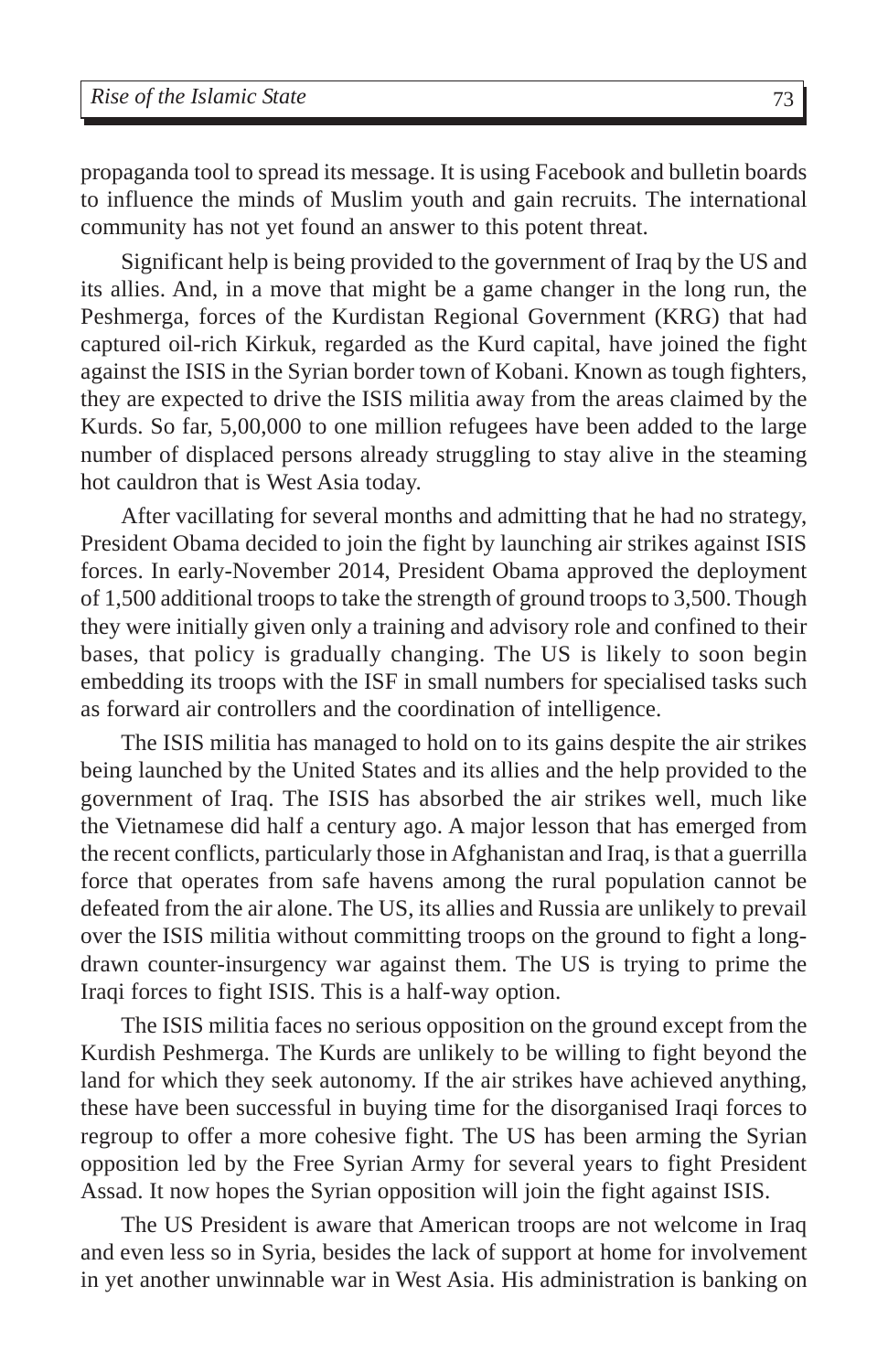propaganda tool to spread its message. It is using Facebook and bulletin boards to influence the minds of Muslim youth and gain recruits. The international community has not yet found an answer to this potent threat.

Significant help is being provided to the government of Iraq by the US and its allies. And, in a move that might be a game changer in the long run, the Peshmerga, forces of the Kurdistan Regional Government (KRG) that had captured oil-rich Kirkuk, regarded as the Kurd capital, have joined the fight against the ISIS in the Syrian border town of Kobani. Known as tough fighters, they are expected to drive the ISIS militia away from the areas claimed by the Kurds. So far, 5,00,000 to one million refugees have been added to the large number of displaced persons already struggling to stay alive in the steaming hot cauldron that is West Asia today.

After vacillating for several months and admitting that he had no strategy, President Obama decided to join the fight by launching air strikes against ISIS forces. In early-November 2014, President Obama approved the deployment of 1,500 additional troops to take the strength of ground troops to 3,500. Though they were initially given only a training and advisory role and confined to their bases, that policy is gradually changing. The US is likely to soon begin embedding its troops with the ISF in small numbers for specialised tasks such as forward air controllers and the coordination of intelligence.

The ISIS militia has managed to hold on to its gains despite the air strikes being launched by the United States and its allies and the help provided to the government of Iraq. The ISIS has absorbed the air strikes well, much like the Vietnamese did half a century ago. A major lesson that has emerged from the recent conflicts, particularly those in Afghanistan and Iraq, is that a guerrilla force that operates from safe havens among the rural population cannot be defeated from the air alone. The US, its allies and Russia are unlikely to prevail over the ISIS militia without committing troops on the ground to fight a long-drawn counter-insurgency war against them. The US is trying to prime the Iraqi forces to fight ISIS. This is a half-way option.

The ISIS militia faces no serious opposition on the ground except from the Kurdish Peshmerga. The Kurds are unlikely to be willing to fight beyond the land for which they seek autonomy. If the air strikes have achieved anything, these have been successful in buying time for the disorganised Iraqi forces to regroup to offer a more cohesive fight. The US has been arming the Syrian opposition led by the Free Syrian Army for several years to fight President Assad. It now hopes the Syrian opposition will join the fight against ISIS.

The US President is aware that American troops are not welcome in Iraq and even less so in Syria, besides the lack of support at home for involvement in yet another unwinnable war in West Asia. His administration is banking on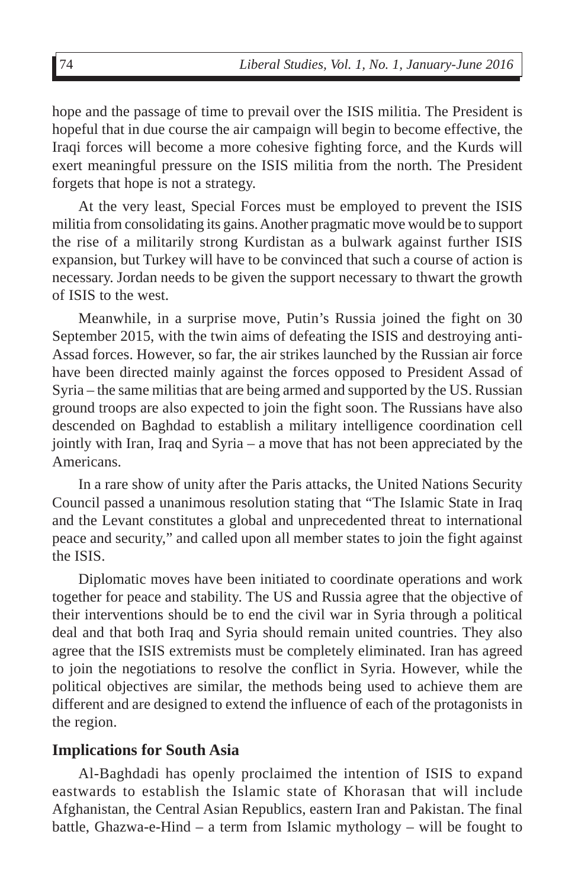hope and the passage of time to prevail over the ISIS militia. The President is hopeful that in due course the air campaign will begin to become effective, the Iraqi forces will become a more cohesive fighting force, and the Kurds will exert meaningful pressure on the ISIS militia from the north. The President forgets that hope is not a strategy.

At the very least, Special Forces must be employed to prevent the ISIS militia from consolidating its gains. Another pragmatic move would be to support the rise of a militarily strong Kurdistan as a bulwark against further ISIS expansion, but Turkey will have to be convinced that such a course of action is necessary. Jordan needs to be given the support necessary to thwart the growth of ISIS to the west.

Meanwhile, in a surprise move, Putin's Russia joined the fight on 30 September 2015, with the twin aims of defeating the ISIS and destroying anti-Assad forces. However, so far, the air strikes launched by the Russian air force have been directed mainly against the forces opposed to President Assad of Syria – the same militias that are being armed and supported by the US. Russian ground troops are also expected to join the fight soon. The Russians have also descended on Baghdad to establish a military intelligence coordination cell jointly with Iran, Iraq and Syria – a move that has not been appreciated by the Americans.

In a rare show of unity after the Paris attacks, the United Nations Security Council passed a unanimous resolution stating that "The Islamic State in Iraq and the Levant constitutes a global and unprecedented threat to international peace and security," and called upon all member states to join the fight against the ISIS.

Diplomatic moves have been initiated to coordinate operations and work together for peace and stability. The US and Russia agree that the objective of their interventions should be to end the civil war in Syria through a political deal and that both Iraq and Syria should remain united countries. They also agree that the ISIS extremists must be completely eliminated. Iran has agreed to join the negotiations to resolve the conflict in Syria. However, while the political objectives are similar, the methods being used to achieve them are different and are designed to extend the influence of each of the protagonists in the region.

## Implications for South Asia

Al-Baghdadi has openly proclaimed the intention of ISIS to expand eastwards to establish the Islamic state of Khorasan that will include Afghanistan, the Central Asian Republics, eastern Iran and Pakistan. The final battle, Ghazwa-e-Hind – a term from Islamic mythology – will be fought to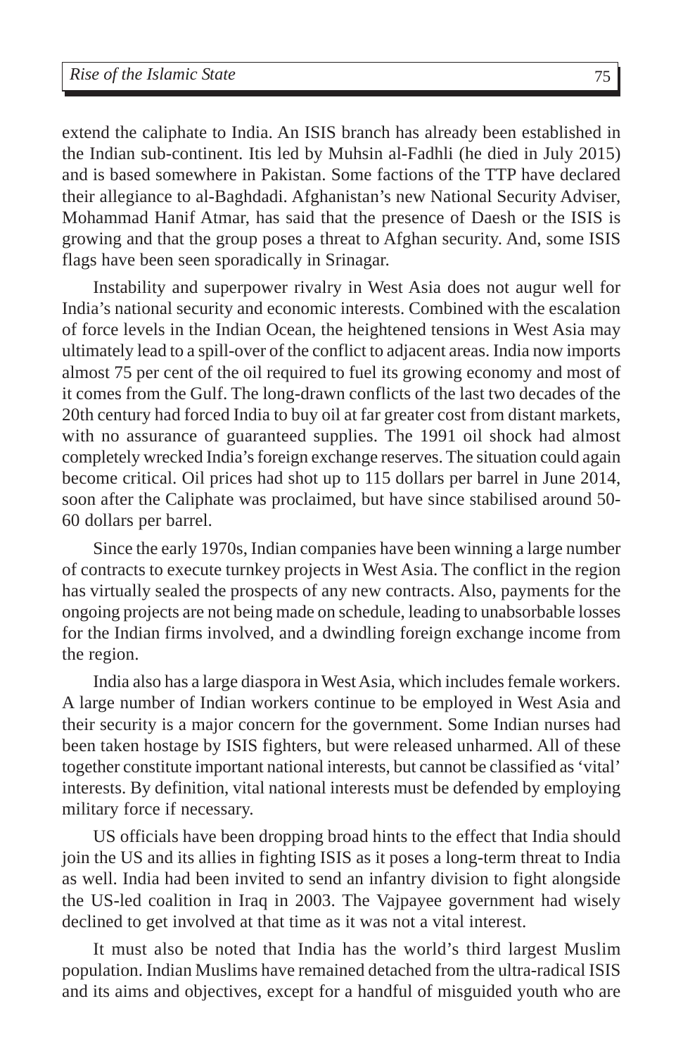extend the caliphate to India. An ISIS branch has already been established in the Indian sub-continent. Itis led by Muhsin al-Fadhli (he died in July 2015) and is based somewhere in Pakistan. Some factions of the TTP have declared their allegiance to al-Baghdadi. Afghanistan's new National Security Adviser, Mohammad Hanif Atmar, has said that the presence of Daesh or the ISIS is growing and that the group poses a threat to Afghan security. And, some ISIS flags have been seen sporadically in Srinagar.

Instability and superpower rivalry in West Asia does not augur well for India's national security and economic interests. Combined with the escalation of force levels in the Indian Ocean, the heightened tensions in West Asia may ultimately lead to a spill-over of the conflict to adjacent areas. India now imports almost 75 per cent of the oil required to fuel its growing economy and most of it comes from the Gulf. The long-drawn conflicts of the last two decades of the 20th century had forced India to buy oil at far greater cost from distant markets, with no assurance of guaranteed supplies. The 1991 oil shock had almost completely wrecked India's foreign exchange reserves. The situation could again become critical. Oil prices had shot up to 115 dollars per barrel in June 2014, soon after the Caliphate was proclaimed, but have since stabilised around 50-60 dollars per barrel.

Since the early 1970s, Indian companies have been winning a large number of contracts to execute turnkey projects in West Asia. The conflict in the region has virtually sealed the prospects of any new contracts. Also, payments for the ongoing projects are not being made on schedule, leading to unabsorbable losses for the Indian firms involved, and a dwindling foreign exchange income from the region.

India also has a large diaspora in West Asia, which includes female workers. A large number of Indian workers continue to be employed in West Asia and their security is a major concern for the government. Some Indian nurses had been taken hostage by ISIS fighters, but were released unharmed. All of these together constitute important national interests, but cannot be classified as 'vital' interests. By definition, vital national interests must be defended by employing military force if necessary.

US officials have been dropping broad hints to the effect that India should join the US and its allies in fighting ISIS as it poses a long-term threat to India as well. India had been invited to send an infantry division to fight alongside the US-led coalition in Iraq in 2003. The Vajpayee government had wisely declined to get involved at that time as it was not a vital interest.

It must also be noted that India has the world's third largest Muslim population. Indian Muslims have remained detached from the ultra-radical ISIS and its aims and objectives, except for a handful of misguided youth who are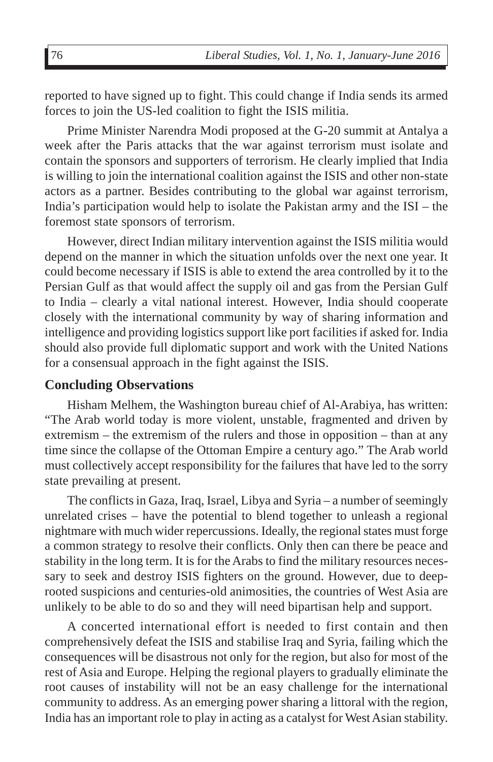reported to have signed up to fight. This could change if India sends its armed forces to join the US-led coalition to fight the ISIS militia.

Prime Minister Narendra Modi proposed at the G-20 summit at Antalya a week after the Paris attacks that the war against terrorism must isolate and contain the sponsors and supporters of terrorism. He clearly implied that India is willing to join the international coalition against the ISIS and other non-state actors as a partner. Besides contributing to the global war against terrorism, India's participation would help to isolate the Pakistan army and the ISI – the foremost state sponsors of terrorism.

However, direct Indian military intervention against the ISIS militia would depend on the manner in which the situation unfolds over the next one year. It could become necessary if ISIS is able to extend the area controlled by it to the Persian Gulf as that would affect the supply oil and gas from the Persian Gulf to India – clearly a vital national interest. However, India should cooperate closely with the international community by way of sharing information and intelligence and providing logistics support like port facilities if asked for. India should also provide full diplomatic support and work with the United Nations for a consensual approach in the fight against the ISIS.

## Concluding Observations

Hisham Melhem, the Washington bureau chief of Al-Arabiya, has written: "The Arab world today is more violent, unstable, fragmented and driven by extremism – the extremism of the rulers and those in opposition – than at any time since the collapse of the Ottoman Empire a century ago." The Arab world must collectively accept responsibility for the failures that have led to the sorry state prevailing at present.

The conflicts in Gaza, Iraq, Israel, Libya and Syria – a number of seemingly unrelated crises – have the potential to blend together to unleash a regional nightmare with much wider repercussions. Ideally, the regional states must forge a common strategy to resolve their conflicts. Only then can there be peace and stability in the long term. It is for the Arabs to find the military resources necessary to seek and destroy ISIS fighters on the ground. However, due to deep-rooted suspicions and centuries-old animosities, the countries of West Asia are unlikely to be able to do so and they will need bipartisan help and support.

A concerted international effort is needed to first contain and then comprehensively defeat the ISIS and stabilise Iraq and Syria, failing which the consequences will be disastrous not only for the region, but also for most of the rest of Asia and Europe. Helping the regional players to gradually eliminate the root causes of instability will not be an easy challenge for the international community to address. As an emerging power sharing a littoral with the region, India has an important role to play in acting as a catalyst for West Asian stability.